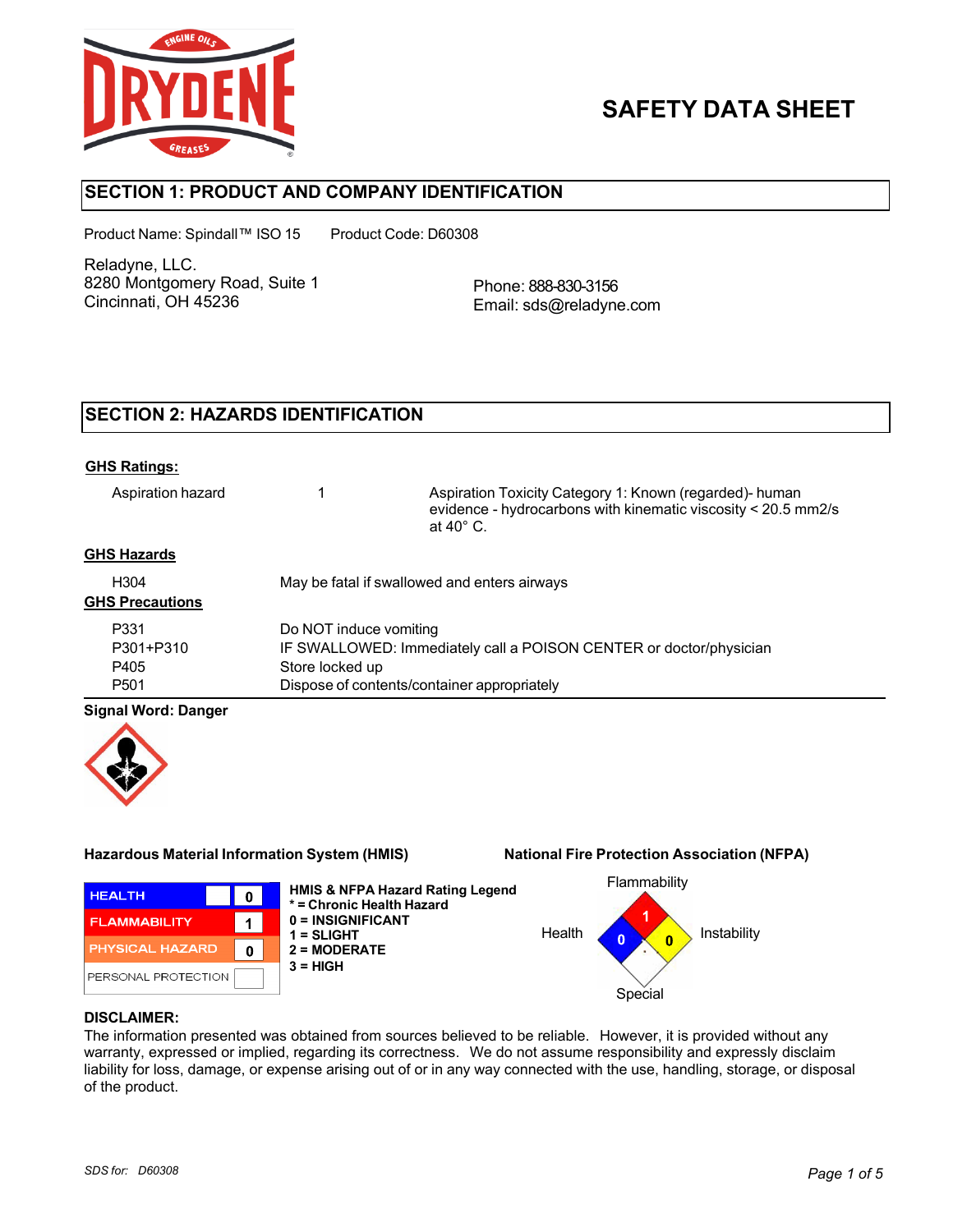# SAFETY DATA SHEET

## SECTION 1: PRODUCT AND COMPANY IDENTIFICATION

Product Name: Spindall™ ISO 15 Product Code: D60308

Reladyne, LLC.
8280 Montgomery Road, Suite 1
Cincinnati, OH 45236

Phone: 888-830-3156
Email: sds@reladyne.com

## SECTION 2: HAZARDS IDENTIFICATION

**GHS Ratings:**

| | | |
|---|---|---|
| Aspiration hazard | 1 | Aspiration Toxicity Category 1: Known (regarded)- human evidence - hydrocarbons with kinematic viscosity < 20.5 mm2/s at 40° C. |

**GHS Hazards**

| | |
|---|---|
| H304 | May be fatal if swallowed and enters airways |

**GHS Precautions**

| | |
|---|---|
| P331 | Do NOT induce vomiting |
| P301+P310 | IF SWALLOWED: Immediately call a POISON CENTER or doctor/physician |
| P405 | Store locked up |
| P501 | Dispose of contents/container appropriately |

**Signal Word: Danger**

**Hazardous Material Information System (HMIS)**

| | |
|---|---|
| HEALTH | 0 |
| FLAMMABILITY | 1 |
| PHYSICAL HAZARD | 0 |
| PERSONAL PROTECTION | |

**HMIS & NFPA Hazard Rating Legend**
**\* = Chronic Health Hazard**
**0 = INSIGNIFICANT**
**1 = SLIGHT**
**2 = MODERATE**
**3 = HIGH**

**National Fire Protection Association (NFPA)**

| | |
|---|---|
| Flammability | 1 |
| Health | 0 |
| Instability | 0 |
| Special | |

**DISCLAIMER:**
The information presented was obtained from sources believed to be reliable. However, it is provided without any warranty, expressed or implied, regarding its correctness. We do not assume responsibility and expressly disclaim liability for loss, damage, or expense arising out of or in any way connected with the use, handling, storage, or disposal of the product.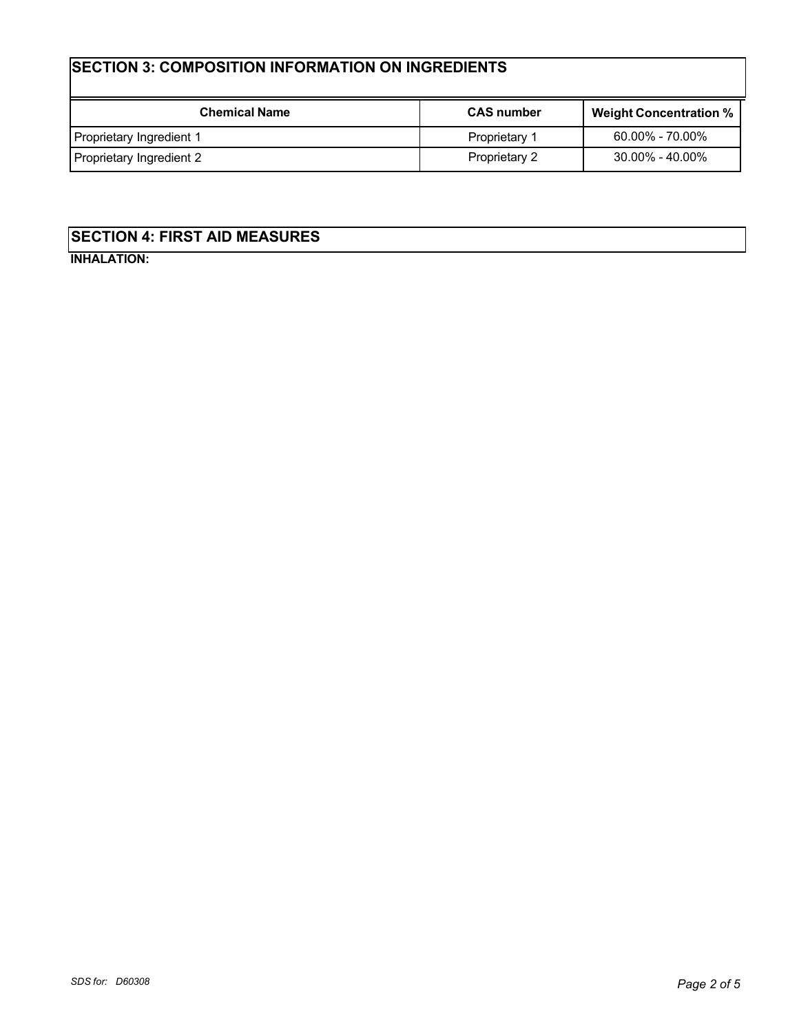## SECTION 3: COMPOSITION INFORMATION ON INGREDIENTS

| Chemical Name | CAS number | Weight Concentration % |
|---|---|---|
| Proprietary Ingredient 1 | Proprietary 1 | 60.00% - 70.00% |
| Proprietary Ingredient 2 | Proprietary 2 | 30.00% - 40.00% |

## SECTION 4: FIRST AID MEASURES

**INHALATION:**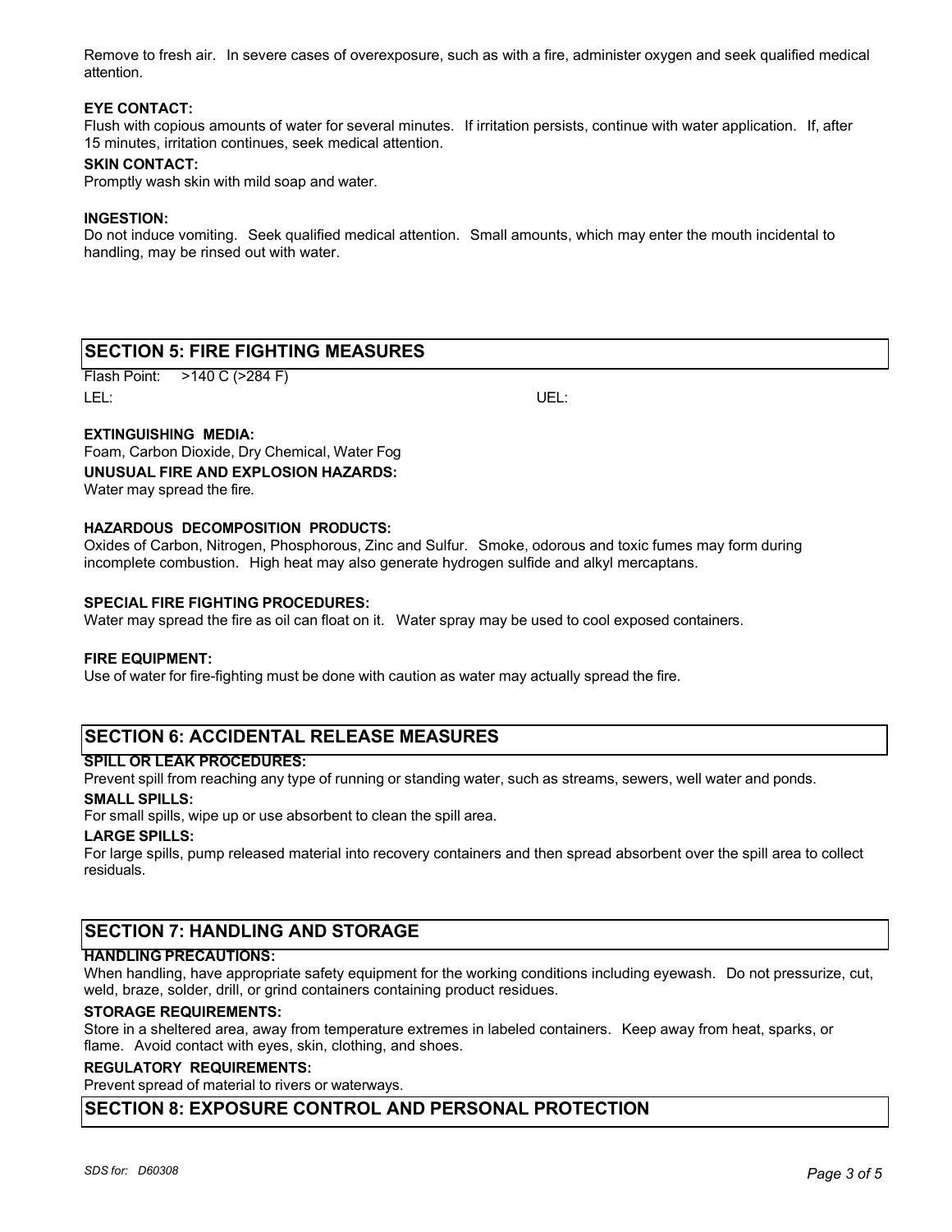Remove to fresh air. In severe cases of overexposure, such as with a fire, administer oxygen and seek qualified medical attention.

**EYE CONTACT:**

Flush with copious amounts of water for several minutes. If irritation persists, continue with water application. If, after 15 minutes, irritation continues, seek medical attention.

**SKIN CONTACT:**

Promptly wash skin with mild soap and water.

**INGESTION:**

Do not induce vomiting. Seek qualified medical attention. Small amounts, which may enter the mouth incidental to handling, may be rinsed out with water.

## SECTION 5: FIRE FIGHTING MEASURES

Flash Point: >140 C (>284 F)

LEL: UEL:

**EXTINGUISHING MEDIA:**

Foam, Carbon Dioxide, Dry Chemical, Water Fog

**UNUSUAL FIRE AND EXPLOSION HAZARDS:**

Water may spread the fire.

**HAZARDOUS DECOMPOSITION PRODUCTS:**

Oxides of Carbon, Nitrogen, Phosphorous, Zinc and Sulfur. Smoke, odorous and toxic fumes may form during incomplete combustion. High heat may also generate hydrogen sulfide and alkyl mercaptans.

**SPECIAL FIRE FIGHTING PROCEDURES:**

Water may spread the fire as oil can float on it. Water spray may be used to cool exposed containers.

**FIRE EQUIPMENT:**

Use of water for fire-fighting must be done with caution as water may actually spread the fire.

## SECTION 6: ACCIDENTAL RELEASE MEASURES

**SPILL OR LEAK PROCEDURES:**

Prevent spill from reaching any type of running or standing water, such as streams, sewers, well water and ponds.

**SMALL SPILLS:**

For small spills, wipe up or use absorbent to clean the spill area.

**LARGE SPILLS:**

For large spills, pump released material into recovery containers and then spread absorbent over the spill area to collect residuals.

## SECTION 7: HANDLING AND STORAGE

**HANDLING PRECAUTIONS:**

When handling, have appropriate safety equipment for the working conditions including eyewash. Do not pressurize, cut, weld, braze, solder, drill, or grind containers containing product residues.

**STORAGE REQUIREMENTS:**

Store in a sheltered area, away from temperature extremes in labeled containers. Keep away from heat, sparks, or flame. Avoid contact with eyes, skin, clothing, and shoes.

**REGULATORY REQUIREMENTS:**

Prevent spread of material to rivers or waterways.

## SECTION 8: EXPOSURE CONTROL AND PERSONAL PROTECTION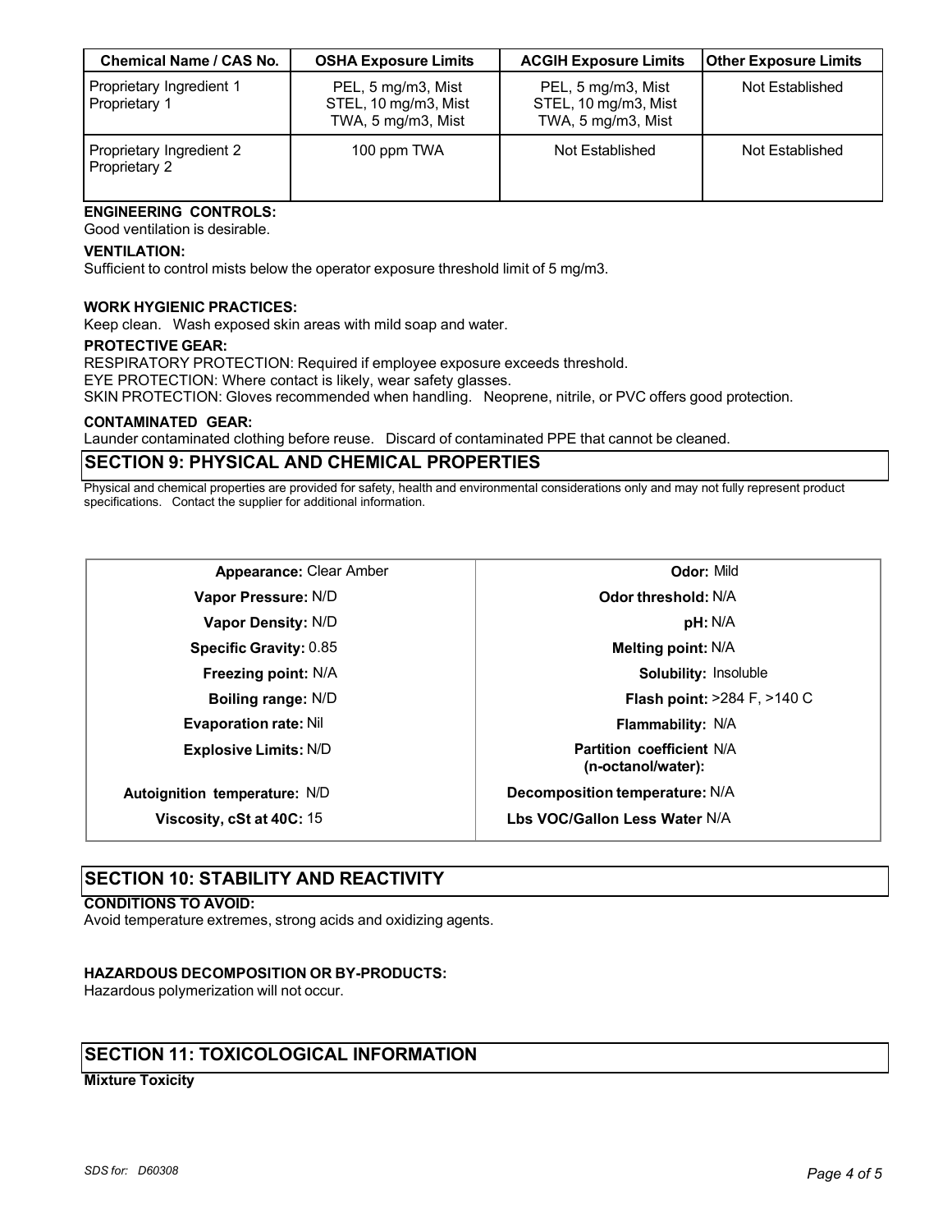| Chemical Name / CAS No. | OSHA Exposure Limits | ACGIH Exposure Limits | Other Exposure Limits |
|---|---|---|---|
| Proprietary Ingredient 1<br>Proprietary 1 | PEL, 5 mg/m3, Mist<br>STEL, 10 mg/m3, Mist<br>TWA, 5 mg/m3, Mist | PEL, 5 mg/m3, Mist<br>STEL, 10 mg/m3, Mist<br>TWA, 5 mg/m3, Mist | Not Established |
| Proprietary Ingredient 2<br>Proprietary 2 | 100 ppm TWA | Not Established | Not Established |

**ENGINEERING CONTROLS:**
Good ventilation is desirable.

**VENTILATION:**
Sufficient to control mists below the operator exposure threshold limit of 5 mg/m3.

**WORK HYGIENIC PRACTICES:**
Keep clean. Wash exposed skin areas with mild soap and water.

**PROTECTIVE GEAR:**
RESPIRATORY PROTECTION: Required if employee exposure exceeds threshold.
EYE PROTECTION: Where contact is likely, wear safety glasses.
SKIN PROTECTION: Gloves recommended when handling. Neoprene, nitrile, or PVC offers good protection.

**CONTAMINATED GEAR:**
Launder contaminated clothing before reuse. Discard of contaminated PPE that cannot be cleaned.

## SECTION 9: PHYSICAL AND CHEMICAL PROPERTIES

Physical and chemical properties are provided for safety, health and environmental considerations only and may not fully represent product specifications. Contact the supplier for additional information.

| | | | |
|---|---|---|---|
| **Appearance:** | Clear Amber | **Odor:** | Mild |
| **Vapor Pressure:** | N/D | **Odor threshold:** | N/A |
| **Vapor Density:** | N/D | **pH:** | N/A |
| **Specific Gravity:** | 0.85 | **Melting point:** | N/A |
| **Freezing point:** | N/A | **Solubility:** | Insoluble |
| **Boiling range:** | N/D | **Flash point:** | >284 F, >140 C |
| **Evaporation rate:** | Nil | **Flammability:** | N/A |
| **Explosive Limits:** | N/D | **Partition coefficient (n-octanol/water):** | N/A |
| **Autoignition temperature:** | N/D | **Decomposition temperature:** | N/A |
| **Viscosity, cSt at 40C:** | 15 | **Lbs VOC/Gallon Less Water** | N/A |

## SECTION 10: STABILITY AND REACTIVITY

**CONDITIONS TO AVOID:**
Avoid temperature extremes, strong acids and oxidizing agents.

**HAZARDOUS DECOMPOSITION OR BY-PRODUCTS:**
Hazardous polymerization will not occur.

## SECTION 11: TOXICOLOGICAL INFORMATION

**Mixture Toxicity**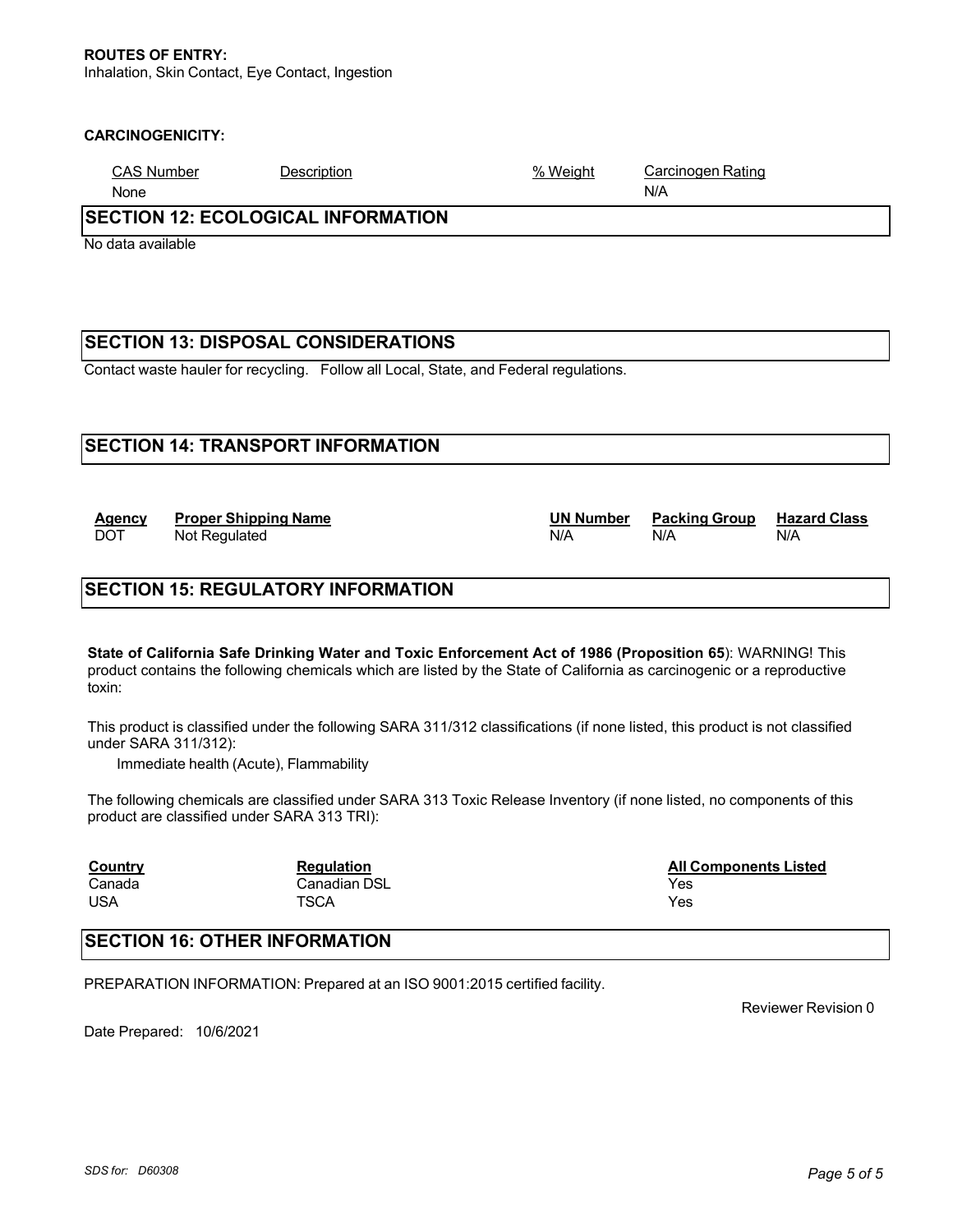**ROUTES OF ENTRY:**
Inhalation, Skin Contact, Eye Contact, Ingestion

**CARCINOGENICITY:**

| CAS Number | Description | % Weight | Carcinogen Rating |
| --- | --- | --- | --- |
| None | | | N/A |

## SECTION 12: ECOLOGICAL INFORMATION

No data available

## SECTION 13: DISPOSAL CONSIDERATIONS

Contact waste hauler for recycling. Follow all Local, State, and Federal regulations.

## SECTION 14: TRANSPORT INFORMATION

| Agency | Proper Shipping Name | UN Number | Packing Group | Hazard Class |
| --- | --- | --- | --- | --- |
| DOT | Not Regulated | N/A | N/A | N/A |

## SECTION 15: REGULATORY INFORMATION

**State of California Safe Drinking Water and Toxic Enforcement Act of 1986 (Proposition 65**): WARNING! This product contains the following chemicals which are listed by the State of California as carcinogenic or a reproductive toxin:

This product is classified under the following SARA 311/312 classifications (if none listed, this product is not classified under SARA 311/312):

Immediate health (Acute), Flammability

The following chemicals are classified under SARA 313 Toxic Release Inventory (if none listed, no components of this product are classified under SARA 313 TRI):

| Country | Regulation | All Components Listed |
| --- | --- | --- |
| Canada | Canadian DSL | Yes |
| USA | TSCA | Yes |

## SECTION 16: OTHER INFORMATION

PREPARATION INFORMATION: Prepared at an ISO 9001:2015 certified facility.

Reviewer Revision 0

Date Prepared: 10/6/2021